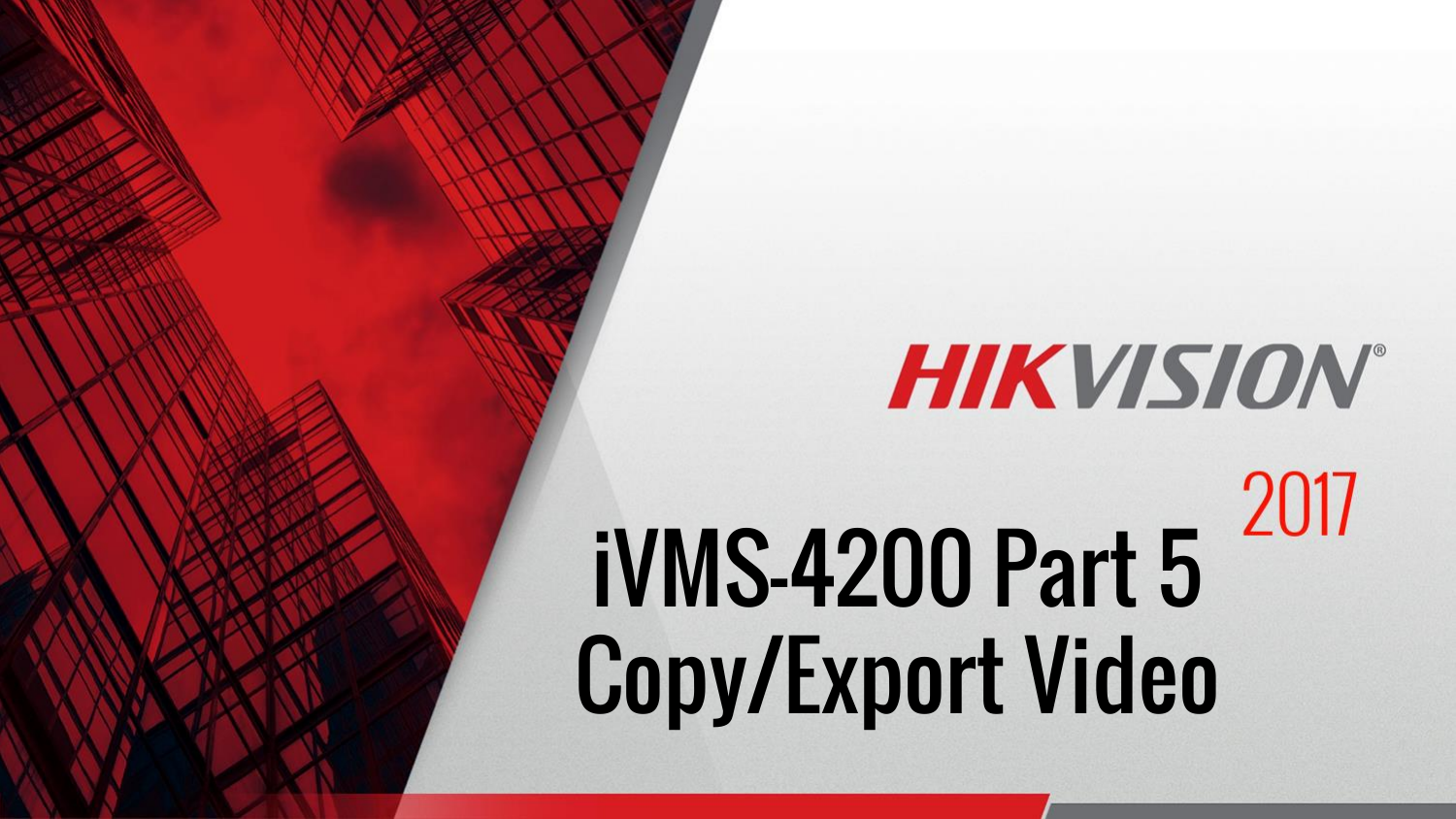HIKVISION®

2017

# iVMS-4200 Part 5
# Copy/Export Video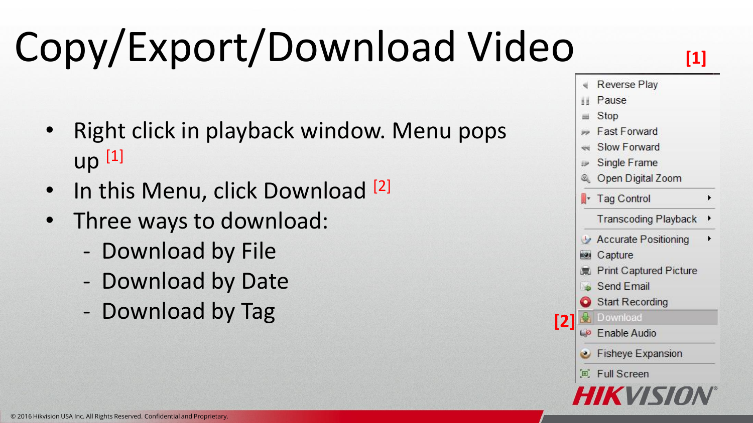# Copy/Export/Download Video

- Right click in playback window. Menu pops up [1]
- In this Menu, click Download [2]
- Three ways to download:
  - Download by File
  - Download by Date
  - Download by Tag

[1]

- Reverse Play
- Pause
- Stop
- Fast Forward
- Slow Forward
- Single Frame
- Open Digital Zoom
- Tag Control
- Transcoding Playback
- Accurate Positioning
- Capture
- Print Captured Picture
- Send Email
- Start Recording
- [2] Download
- Enable Audio
- Fisheye Expansion
- Full Screen

HIKVISION®

© 2016 Hikvision USA Inc. All Rights Reserved. Confidential and Proprietary.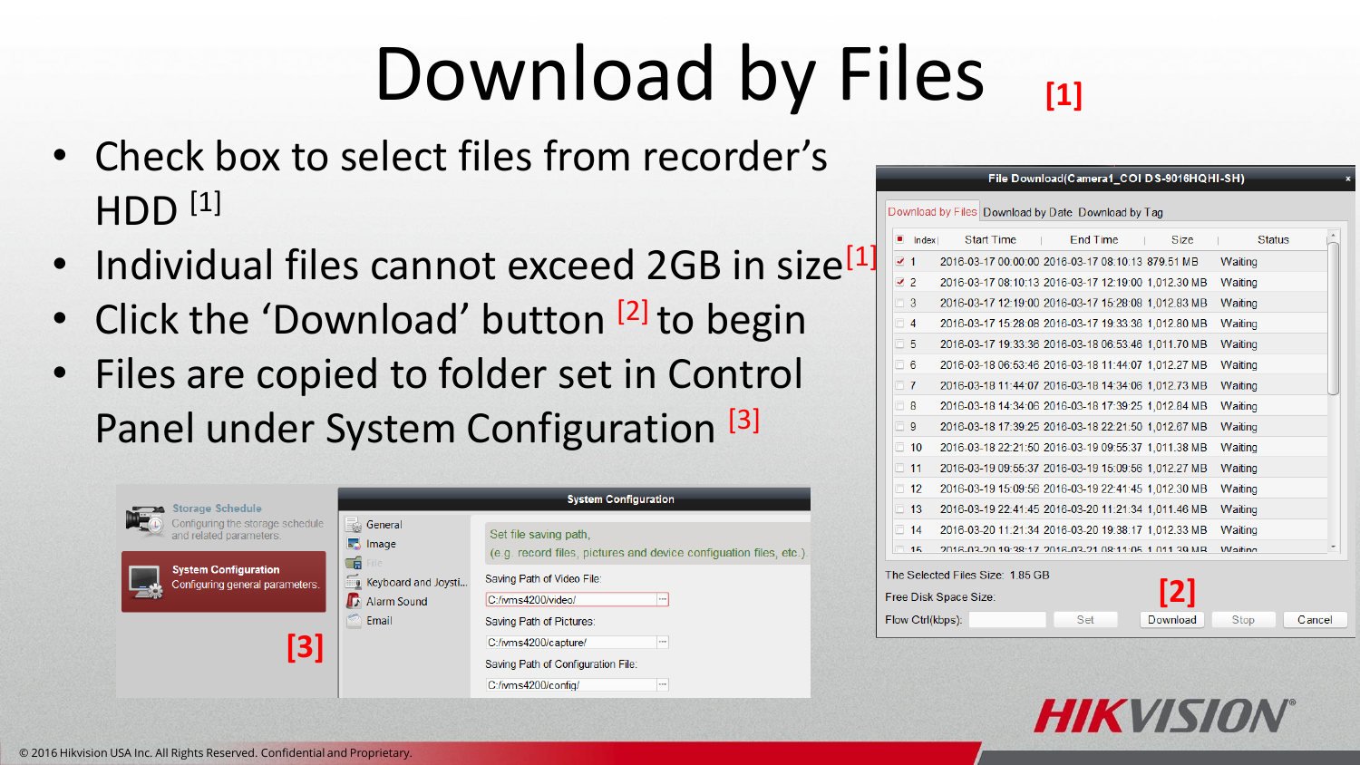# Download by Files [1]

- Check box to select files from recorder's HDD [1]
- Individual files cannot exceed 2GB in size[1]
- Click the 'Download' button [2] to begin
- Files are copied to folder set in Control Panel under System Configuration [3]

**File Download(Camera1_COI DS-9016HQHI-SH)**

Download by Files | Download by Date | Download by Tag

| | Index | Start Time | End Time | Size | Status |
|---|---|---|---|---|---|
| ☑ | 1 | 2016-03-17 00:00:00 | 2016-03-17 08:10:13 | 879.51 MB | Waiting |
| ☑ | 2 | 2016-03-17 08:10:13 | 2016-03-17 12:19:00 | 1,012.30 MB | Waiting |
| ☐ | 3 | 2016-03-17 12:19:00 | 2016-03-17 15:28:08 | 1,012.83 MB | Waiting |
| ☐ | 4 | 2016-03-17 15:28:08 | 2016-03-17 19:33:36 | 1,012.80 MB | Waiting |
| ☐ | 5 | 2016-03-17 19:33:36 | 2016-03-18 06:53:46 | 1,011.70 MB | Waiting |
| ☐ | 6 | 2016-03-18 06:53:46 | 2016-03-18 11:44:07 | 1,012.27 MB | Waiting |
| ☐ | 7 | 2016-03-18 11:44:07 | 2016-03-18 14:34:06 | 1,012.73 MB | Waiting |
| ☐ | 8 | 2016-03-18 14:34:06 | 2016-03-18 17:39:25 | 1,012.84 MB | Waiting |
| ☐ | 9 | 2016-03-18 17:39:25 | 2016-03-18 22:21:50 | 1,012.67 MB | Waiting |
| ☐ | 10 | 2016-03-18 22:21:50 | 2016-03-19 09:55:37 | 1,011.38 MB | Waiting |
| ☐ | 11 | 2016-03-19 09:55:37 | 2016-03-19 15:09:56 | 1,012.27 MB | Waiting |
| ☐ | 12 | 2016-03-19 15:09:56 | 2016-03-19 22:41:45 | 1,012.30 MB | Waiting |
| ☐ | 13 | 2016-03-19 22:41:45 | 2016-03-20 11:21:34 | 1,011.46 MB | Waiting |
| ☐ | 14 | 2016-03-20 11:21:34 | 2016-03-20 19:38:17 | 1,012.33 MB | Waiting |
| ☐ | 15 | 2016-03-20 19:38:17 | 2016-03-21 08:11:05 | 1,011.39 MB | Waiting |

The Selected Files Size: 1.85 GB

Free Disk Space Size:

Flow Ctrl(kbps): [Set] [Download] [2] [Stop] [Cancel]

**Storage Schedule** – Configuring the storage schedule and related parameters.

**System Configuration** – Configuring general parameters. [3]

**System Configuration**

- General
- Image
- File
- Keyboard and Joysti...
- Alarm Sound
- Email

Set file saving path, (e.g. record files, pictures and device configuation files, etc.)

Saving Path of Video File: C:/ivms4200/video/

Saving Path of Pictures: C:/ivms4200/capture/

Saving Path of Configuration File: C:/ivms4200/config/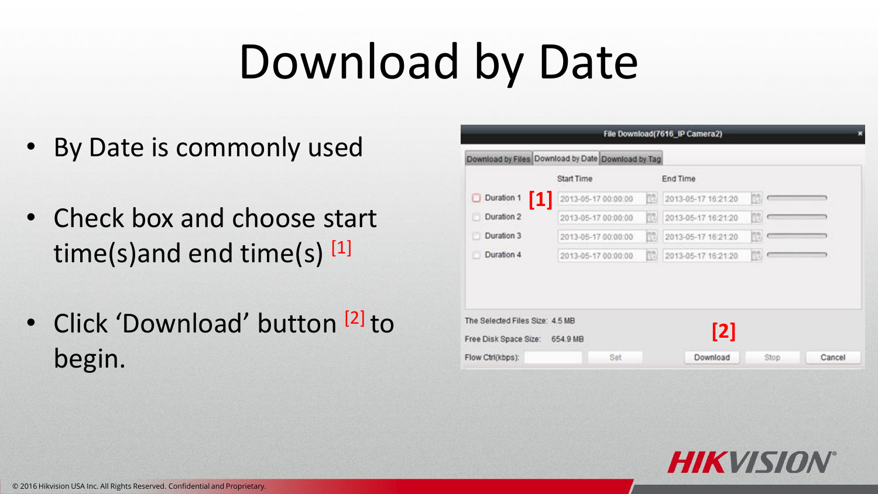# Download by Date

- By Date is commonly used
- Check box and choose start time(s)and end time(s) [1]
- Click 'Download' button [2] to begin.

File Download(7616_IP Camera2)

Download by Files | Download by Date | Download by Tag

| | Start Time | End Time |
|---|---|---|
| Duration 1 [1] | 2013-05-17 00:00:00 | 2013-05-17 16:21:20 |
| Duration 2 | 2013-05-17 00:00:00 | 2013-05-17 16:21:20 |
| Duration 3 | 2013-05-17 00:00:00 | 2013-05-17 16:21:20 |
| Duration 4 | 2013-05-17 00:00:00 | 2013-05-17 16:21:20 |

The Selected Files Size: 4.5 MB

Free Disk Space Size: 654.9 MB

Flow Ctrl(kbps): Set | [2] Download | Stop | Cancel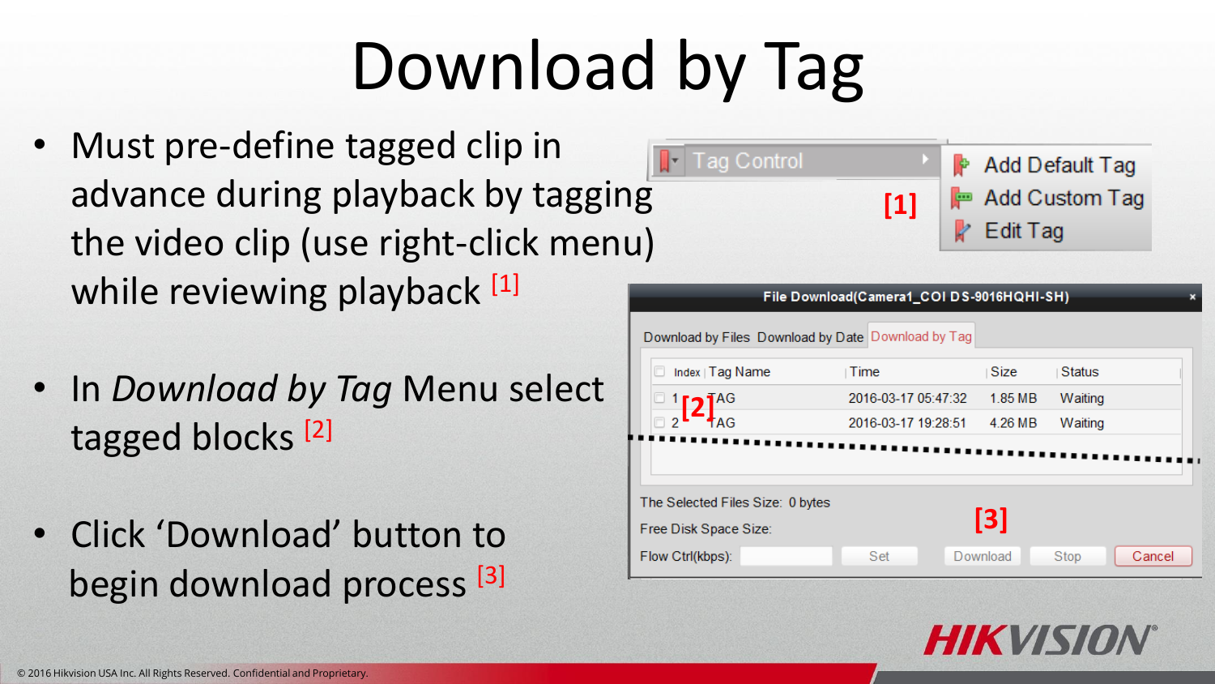# Download by Tag

- Must pre-define tagged clip in advance during playback by tagging the video clip (use right-click menu) while reviewing playback [1]
- In *Download by Tag* Menu select tagged blocks [2]
- Click 'Download' button to begin download process [3]

Tag Control

Add Default Tag

Add Custom Tag

Edit Tag

[1]

File Download(Camera1_COI DS-9016HQHI-SH)

Download by Files Download by Date Download by Tag

| Index | Tag Name | Time | Size | Status |
|---|---|---|---|---|
| 1 | TAG | 2016-03-17 05:47:32 | 1.85 MB | Waiting |
| 2 | TAG | 2016-03-17 19:28:51 | 4.26 MB | Waiting |

[2]

The Selected Files Size: 0 bytes

Free Disk Space Size:

Flow Ctrl(kbps): Set Download Stop Cancel

[3]

HIKVISION

© 2016 Hikvision USA Inc. All Rights Reserved. Confidential and Proprietary.